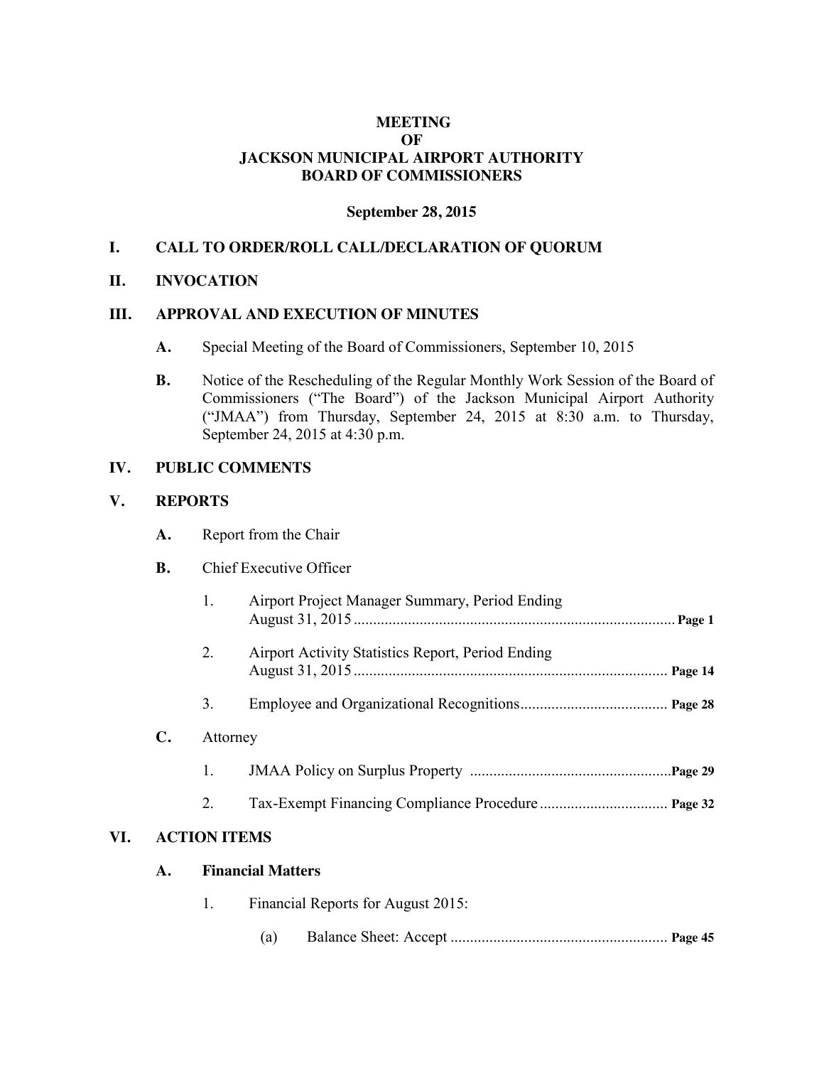# MEETING
# OF
# JACKSON MUNICIPAL AIRPORT AUTHORITY
# BOARD OF COMMISSIONERS

**September 28, 2015**

## I. CALL TO ORDER/ROLL CALL/DECLARATION OF QUORUM

## II. INVOCATION

## III. APPROVAL AND EXECUTION OF MINUTES

**A.** Special Meeting of the Board of Commissioners, September 10, 2015

**B.** Notice of the Rescheduling of the Regular Monthly Work Session of the Board of Commissioners ("The Board") of the Jackson Municipal Airport Authority ("JMAA") from Thursday, September 24, 2015 at 8:30 a.m. to Thursday, September 24, 2015 at 4:30 p.m.

## IV. PUBLIC COMMENTS

## V. REPORTS

**A.** Report from the Chair

**B.** Chief Executive Officer

1. Airport Project Manager Summary, Period Ending August 31, 2015 ................................................ **Page 1**

2. Airport Activity Statistics Report, Period Ending August 31, 2015 ................................................ **Page 14**

3. Employee and Organizational Recognitions ................................ **Page 28**

**C.** Attorney

1. JMAA Policy on Surplus Property ................................................ **Page 29**

2. Tax-Exempt Financing Compliance Procedure ................................ **Page 32**

## VI. ACTION ITEMS

**A. Financial Matters**

1. Financial Reports for August 2015:

   (a) Balance Sheet: Accept ................................................ **Page 45**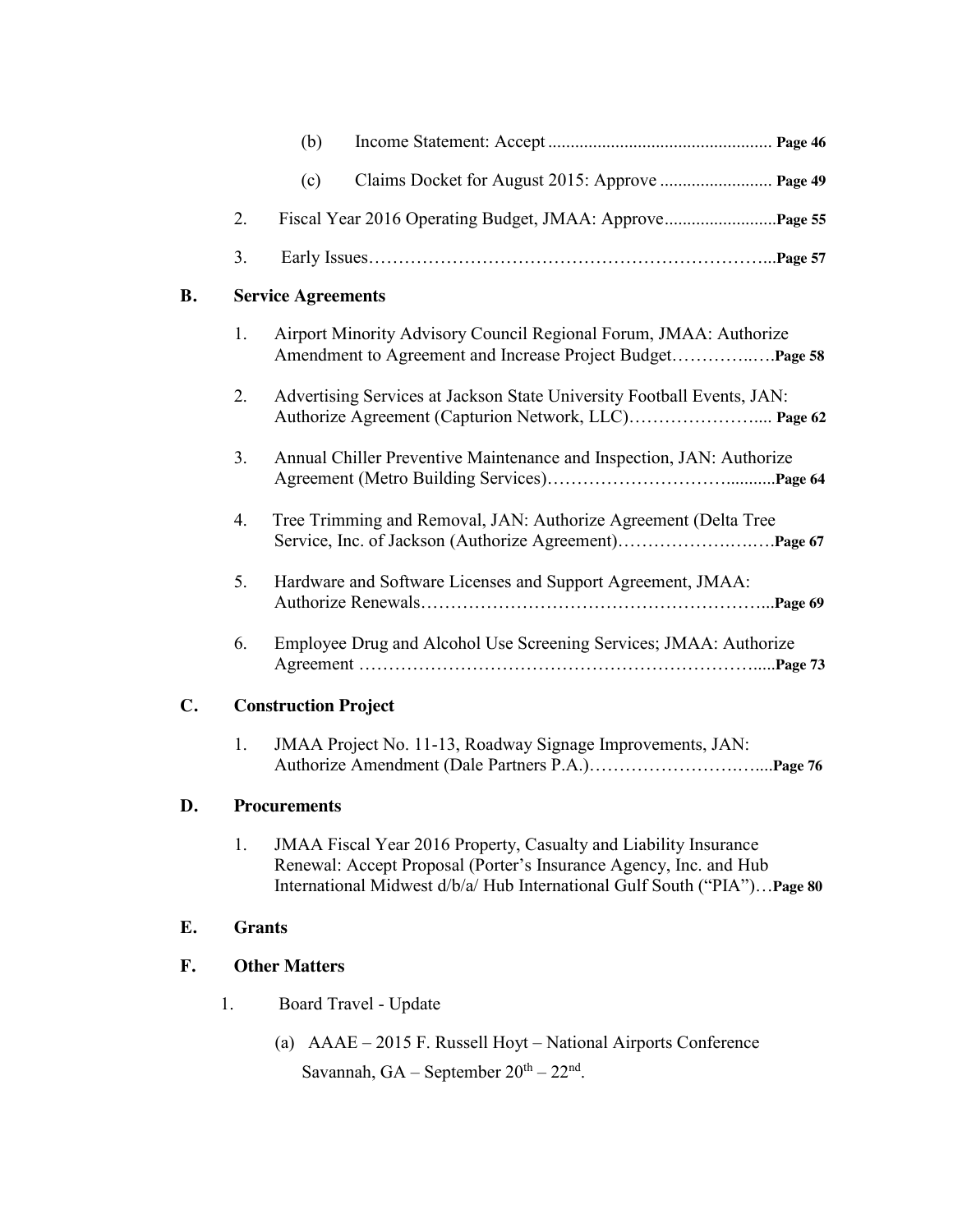(b) Income Statement: Accept ................................................. **Page 46**

(c) Claims Docket for August 2015: Approve ......................... **Page 49**

2. Fiscal Year 2016 Operating Budget, JMAA: Approve......................... **Page 55**

3. Early Issues…………………………………………………………... **Page 57**

**B. Service Agreements**

1. Airport Minority Advisory Council Regional Forum, JMAA: Authorize Amendment to Agreement and Increase Project Budget……………..…. **Page 58**

2. Advertising Services at Jackson State University Football Events, JAN: Authorize Agreement (Capturion Network, LLC)…………………..... **Page 62**

3. Annual Chiller Preventive Maintenance and Inspection, JAN: Authorize Agreement (Metro Building Services)……………………….......... **Page 64**

4. Tree Trimming and Removal, JAN: Authorize Agreement (Delta Tree Service, Inc. of Jackson (Authorize Agreement)…………………..…. **Page 67**

5. Hardware and Software Licenses and Support Agreement, JMAA: Authorize Renewals………………………………………………... **Page 69**

6. Employee Drug and Alcohol Use Screening Services; JMAA: Authorize Agreement ………………………………………………………..... **Page 73**

**C. Construction Project**

1. JMAA Project No. 11-13, Roadway Signage Improvements, JAN: Authorize Amendment (Dale Partners P.A.)………………………..... **Page 76**

**D. Procurements**

1. JMAA Fiscal Year 2016 Property, Casualty and Liability Insurance Renewal: Accept Proposal (Porter's Insurance Agency, Inc. and Hub International Midwest d/b/a/ Hub International Gulf South ("PIA")… **Page 80**

**E. Grants**

**F. Other Matters**

1. Board Travel - Update

   (a) AAAE – 2015 F. Russell Hoyt – National Airports Conference Savannah, GA – September 20th – 22nd.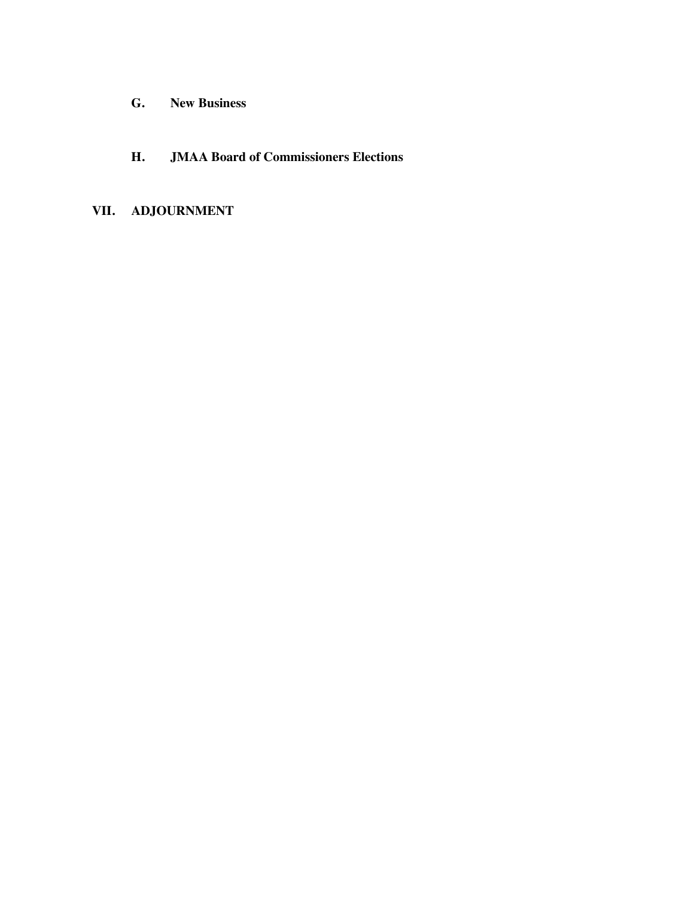**G. New Business**

**H. JMAA Board of Commissioners Elections**

**VII. ADJOURNMENT**